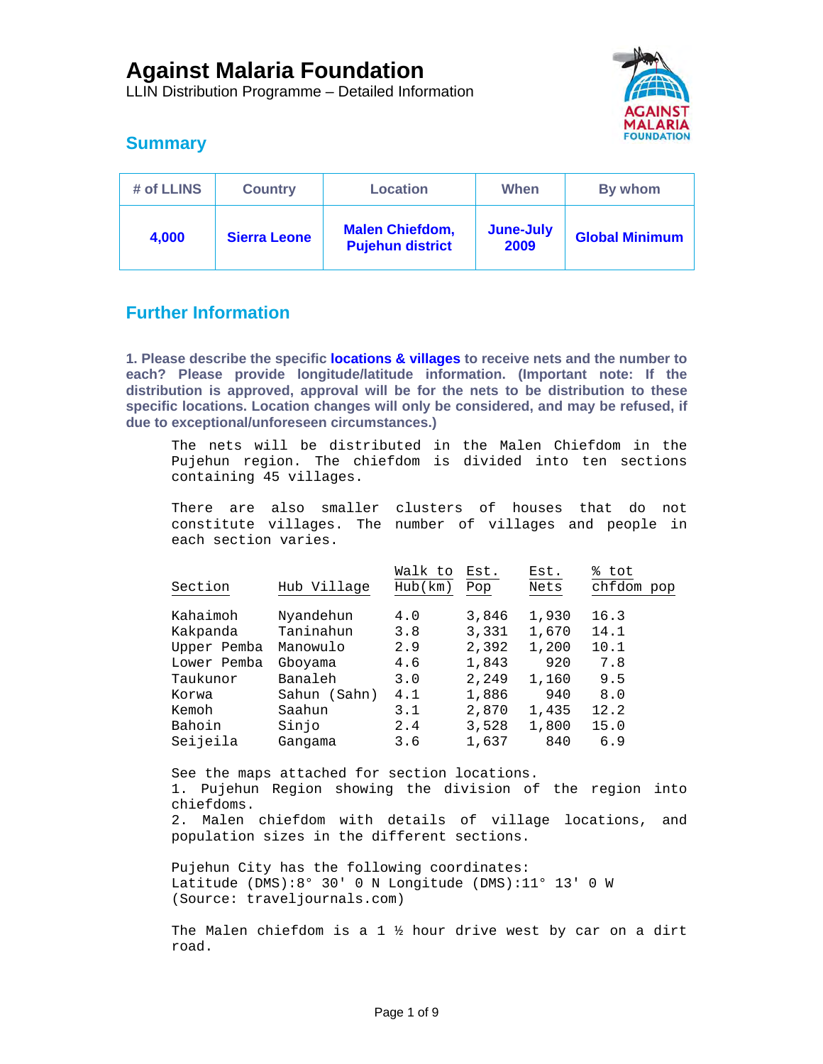# Against Malaria Foundation

LLIN Distribution Programme – Detailed Information

## Summary

| # of LLINS | Country | Location | When | By whom |
|---|---|---|---|---|
| **4,000** | **Sierra Leone** | **Malen Chiefdom, Pujehun district** | **June-July 2009** | **Global Minimum** |

## Further Information

**1. Please describe the specific locations & villages to receive nets and the number to each? Please provide longitude/latitude information. (Important note: If the distribution is approved, approval will be for the nets to be distribution to these specific locations. Location changes will only be considered, and may be refused, if due to exceptional/unforeseen circumstances.)**

The nets will be distributed in the Malen Chiefdom in the Pujehun region. The chiefdom is divided into ten sections containing 45 villages.

There are also smaller clusters of houses that do not constitute villages. The number of villages and people in each section varies.

| Section | Hub Village | Walk to Hub(km) | Est. Pop | Est. Nets | % tot chfdom pop |
|---|---|---|---|---|---|
| Kahaimoh | Nyandehun | 4.0 | 3,846 | 1,930 | 16.3 |
| Kakpanda | Taninahun | 3.8 | 3,331 | 1,670 | 14.1 |
| Upper Pemba | Manowulo | 2.9 | 2,392 | 1,200 | 10.1 |
| Lower Pemba | Gboyama | 4.6 | 1,843 | 920 | 7.8 |
| Taukunor | Banaleh | 3.0 | 2,249 | 1,160 | 9.5 |
| Korwa | Sahun (Sahn) | 4.1 | 1,886 | 940 | 8.0 |
| Kemoh | Saahun | 3.1 | 2,870 | 1,435 | 12.2 |
| Bahoin | Sinjo | 2.4 | 3,528 | 1,800 | 15.0 |
| Seijeila | Gangama | 3.6 | 1,637 | 840 | 6.9 |

See the maps attached for section locations.
1. Pujehun Region showing the division of the region into chiefdoms.
2. Malen chiefdom with details of village locations, and population sizes in the different sections.

Pujehun City has the following coordinates:
Latitude (DMS):8° 30' 0 N Longitude (DMS):11° 13' 0 W
(Source: traveljournals.com)

The Malen chiefdom is a 1 ½ hour drive west by car on a dirt road.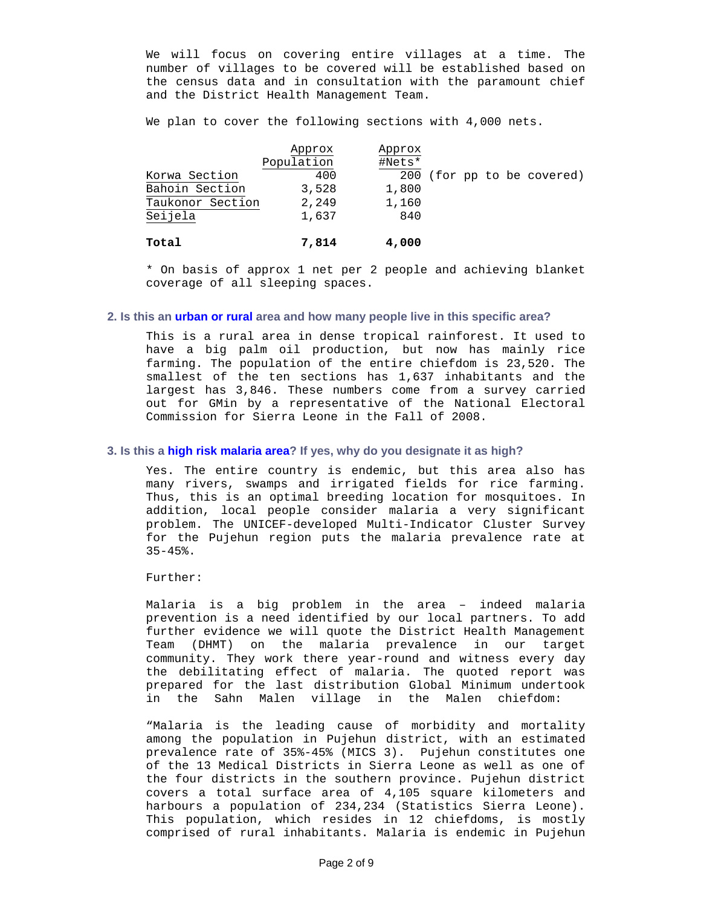We will focus on covering entire villages at a time. The number of villages to be covered will be established based on the census data and in consultation with the paramount chief and the District Health Management Team.

We plan to cover the following sections with 4,000 nets.

| | Approx Population | Approx #Nets* | |
|---|---|---|---|
| Korwa Section | 400 | 200 | (for pp to be covered) |
| Bahoin Section | 3,528 | 1,800 | |
| Taukonor Section | 2,249 | 1,160 | |
| Seijela | 1,637 | 840 | |
| **Total** | **7,814** | **4,000** | |

* On basis of approx 1 net per 2 people and achieving blanket coverage of all sleeping spaces.

### 2. Is this an urban or rural area and how many people live in this specific area?

This is a rural area in dense tropical rainforest. It used to have a big palm oil production, but now has mainly rice farming. The population of the entire chiefdom is 23,520. The smallest of the ten sections has 1,637 inhabitants and the largest has 3,846. These numbers come from a survey carried out for GMin by a representative of the National Electoral Commission for Sierra Leone in the Fall of 2008.

### 3. Is this a high risk malaria area? If yes, why do you designate it as high?

Yes. The entire country is endemic, but this area also has many rivers, swamps and irrigated fields for rice farming. Thus, this is an optimal breeding location for mosquitoes. In addition, local people consider malaria a very significant problem. The UNICEF-developed Multi-Indicator Cluster Survey for the Pujehun region puts the malaria prevalence rate at 35-45%.

Further:

Malaria is a big problem in the area – indeed malaria prevention is a need identified by our local partners. To add further evidence we will quote the District Health Management Team (DHMT) on the malaria prevalence in our target community. They work there year-round and witness every day the debilitating effect of malaria. The quoted report was prepared for the last distribution Global Minimum undertook in the Sahn Malen village in the Malen chiefdom:

"Malaria is the leading cause of morbidity and mortality among the population in Pujehun district, with an estimated prevalence rate of 35%-45% (MICS 3). Pujehun constitutes one of the 13 Medical Districts in Sierra Leone as well as one of the four districts in the southern province. Pujehun district covers a total surface area of 4,105 square kilometers and harbours a population of 234,234 (Statistics Sierra Leone). This population, which resides in 12 chiefdoms, is mostly comprised of rural inhabitants. Malaria is endemic in Pujehun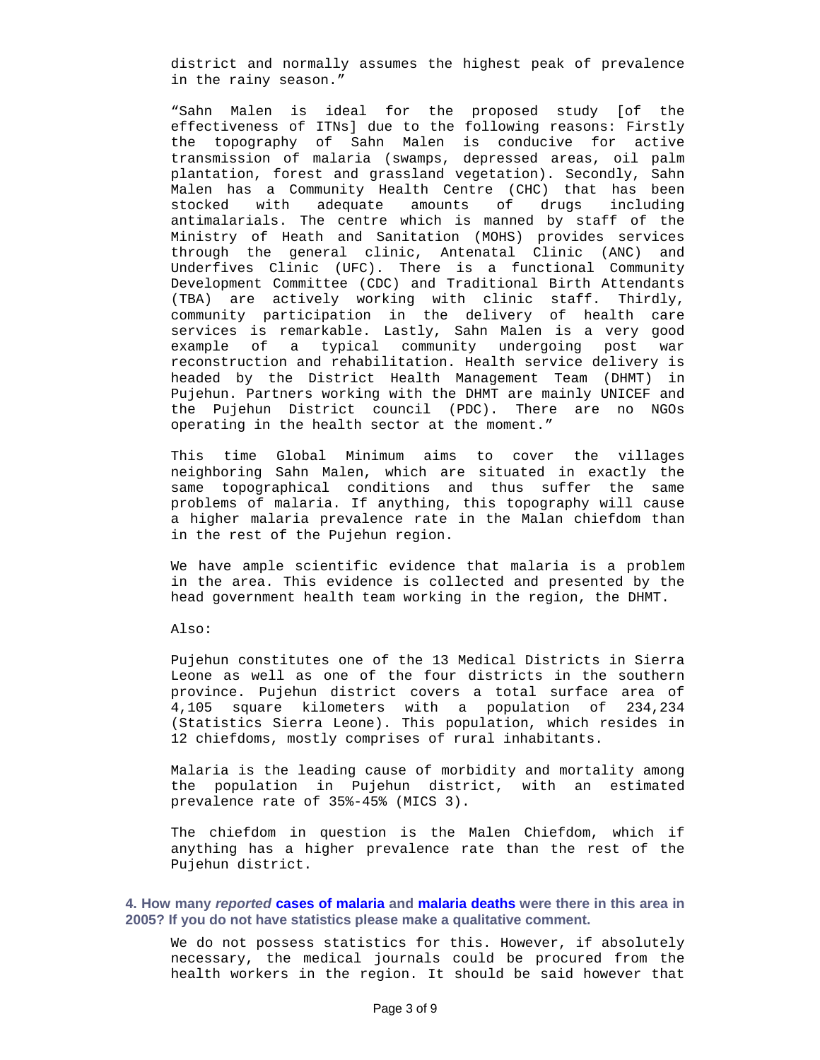district and normally assumes the highest peak of prevalence in the rainy season."

"Sahn Malen is ideal for the proposed study [of the effectiveness of ITNs] due to the following reasons: Firstly the topography of Sahn Malen is conducive for active transmission of malaria (swamps, depressed areas, oil palm plantation, forest and grassland vegetation). Secondly, Sahn Malen has a Community Health Centre (CHC) that has been stocked with adequate amounts of drugs including antimalarials. The centre which is manned by staff of the Ministry of Heath and Sanitation (MOHS) provides services through the general clinic, Antenatal Clinic (ANC) and Underfives Clinic (UFC). There is a functional Community Development Committee (CDC) and Traditional Birth Attendants (TBA) are actively working with clinic staff. Thirdly, community participation in the delivery of health care services is remarkable. Lastly, Sahn Malen is a very good example of a typical community undergoing post war reconstruction and rehabilitation. Health service delivery is headed by the District Health Management Team (DHMT) in Pujehun. Partners working with the DHMT are mainly UNICEF and the Pujehun District council (PDC). There are no NGOs operating in the health sector at the moment."

This time Global Minimum aims to cover the villages neighboring Sahn Malen, which are situated in exactly the same topographical conditions and thus suffer the same problems of malaria. If anything, this topography will cause a higher malaria prevalence rate in the Malan chiefdom than in the rest of the Pujehun region.

We have ample scientific evidence that malaria is a problem in the area. This evidence is collected and presented by the head government health team working in the region, the DHMT.

Also:

Pujehun constitutes one of the 13 Medical Districts in Sierra Leone as well as one of the four districts in the southern province. Pujehun district covers a total surface area of 4,105 square kilometers with a population of 234,234 (Statistics Sierra Leone). This population, which resides in 12 chiefdoms, mostly comprises of rural inhabitants.

Malaria is the leading cause of morbidity and mortality among the population in Pujehun district, with an estimated prevalence rate of 35%-45% (MICS 3).

The chiefdom in question is the Malen Chiefdom, which if anything has a higher prevalence rate than the rest of the Pujehun district.

**4. How many *reported* cases of malaria and malaria deaths were there in this area in 2005? If you do not have statistics please make a qualitative comment.**

We do not possess statistics for this. However, if absolutely necessary, the medical journals could be procured from the health workers in the region. It should be said however that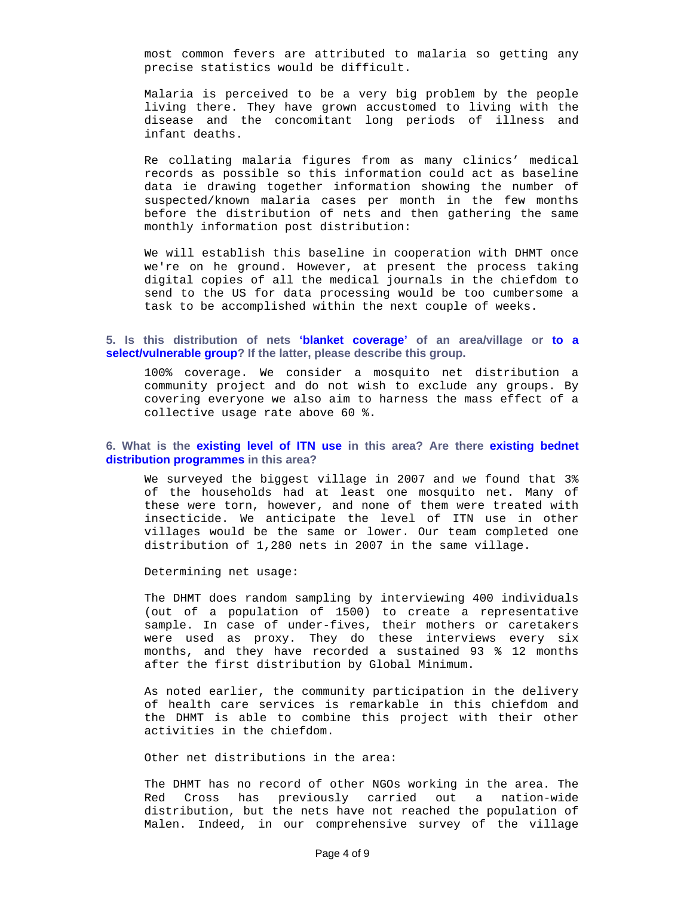most common fevers are attributed to malaria so getting any precise statistics would be difficult.

Malaria is perceived to be a very big problem by the people living there. They have grown accustomed to living with the disease and the concomitant long periods of illness and infant deaths.

Re collating malaria figures from as many clinics' medical records as possible so this information could act as baseline data ie drawing together information showing the number of suspected/known malaria cases per month in the few months before the distribution of nets and then gathering the same monthly information post distribution:

We will establish this baseline in cooperation with DHMT once we're on he ground. However, at present the process taking digital copies of all the medical journals in the chiefdom to send to the US for data processing would be too cumbersome a task to be accomplished within the next couple of weeks.

**5. Is this distribution of nets 'blanket coverage' of an area/village or to a select/vulnerable group? If the latter, please describe this group.**

100% coverage. We consider a mosquito net distribution a community project and do not wish to exclude any groups. By covering everyone we also aim to harness the mass effect of a collective usage rate above 60 %.

**6. What is the existing level of ITN use in this area? Are there existing bednet distribution programmes in this area?**

We surveyed the biggest village in 2007 and we found that 3% of the households had at least one mosquito net. Many of these were torn, however, and none of them were treated with insecticide. We anticipate the level of ITN use in other villages would be the same or lower. Our team completed one distribution of 1,280 nets in 2007 in the same village.

Determining net usage:

The DHMT does random sampling by interviewing 400 individuals (out of a population of 1500) to create a representative sample. In case of under-fives, their mothers or caretakers were used as proxy. They do these interviews every six months, and they have recorded a sustained 93 % 12 months after the first distribution by Global Minimum.

As noted earlier, the community participation in the delivery of health care services is remarkable in this chiefdom and the DHMT is able to combine this project with their other activities in the chiefdom.

Other net distributions in the area:

The DHMT has no record of other NGOs working in the area. The Red Cross has previously carried out a nation-wide distribution, but the nets have not reached the population of Malen. Indeed, in our comprehensive survey of the village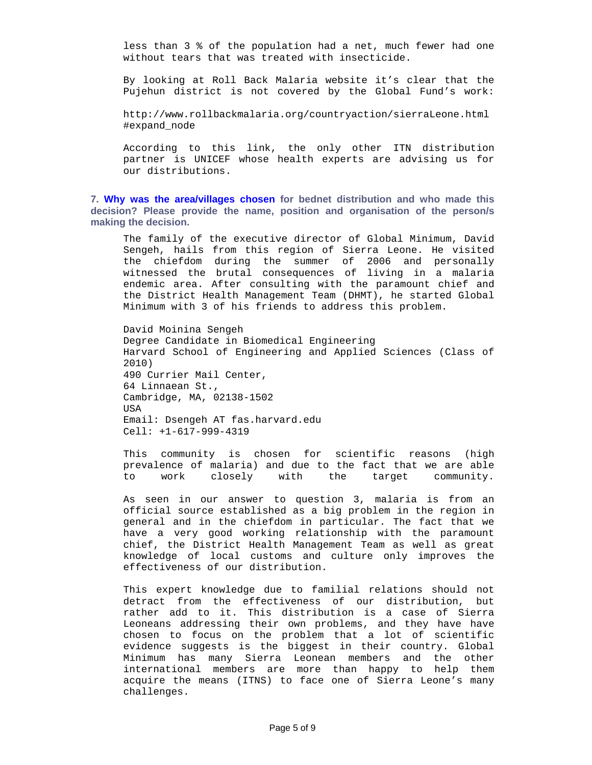less than 3 % of the population had a net, much fewer had one without tears that was treated with insecticide.

By looking at Roll Back Malaria website it's clear that the Pujehun district is not covered by the Global Fund's work:

http://www.rollbackmalaria.org/countryaction/sierraLeone.html#expand_node

According to this link, the only other ITN distribution partner is UNICEF whose health experts are advising us for our distributions.

**7. Why was the area/villages chosen for bednet distribution and who made this decision? Please provide the name, position and organisation of the person/s making the decision.**

The family of the executive director of Global Minimum, David Sengeh, hails from this region of Sierra Leone. He visited the chiefdom during the summer of 2006 and personally witnessed the brutal consequences of living in a malaria endemic area. After consulting with the paramount chief and the District Health Management Team (DHMT), he started Global Minimum with 3 of his friends to address this problem.

David Moinina Sengeh
Degree Candidate in Biomedical Engineering
Harvard School of Engineering and Applied Sciences (Class of 2010)
490 Currier Mail Center,
64 Linnaean St.,
Cambridge, MA, 02138-1502
USA
Email: Dsengeh AT fas.harvard.edu
Cell: +1-617-999-4319

This community is chosen for scientific reasons (high prevalence of malaria) and due to the fact that we are able to work closely with the target community.

As seen in our answer to question 3, malaria is from an official source established as a big problem in the region in general and in the chiefdom in particular. The fact that we have a very good working relationship with the paramount chief, the District Health Management Team as well as great knowledge of local customs and culture only improves the effectiveness of our distribution.

This expert knowledge due to familial relations should not detract from the effectiveness of our distribution, but rather add to it. This distribution is a case of Sierra Leoneans addressing their own problems, and they have have chosen to focus on the problem that a lot of scientific evidence suggests is the biggest in their country. Global Minimum has many Sierra Leonean members and the other international members are more than happy to help them acquire the means (ITNS) to face one of Sierra Leone's many challenges.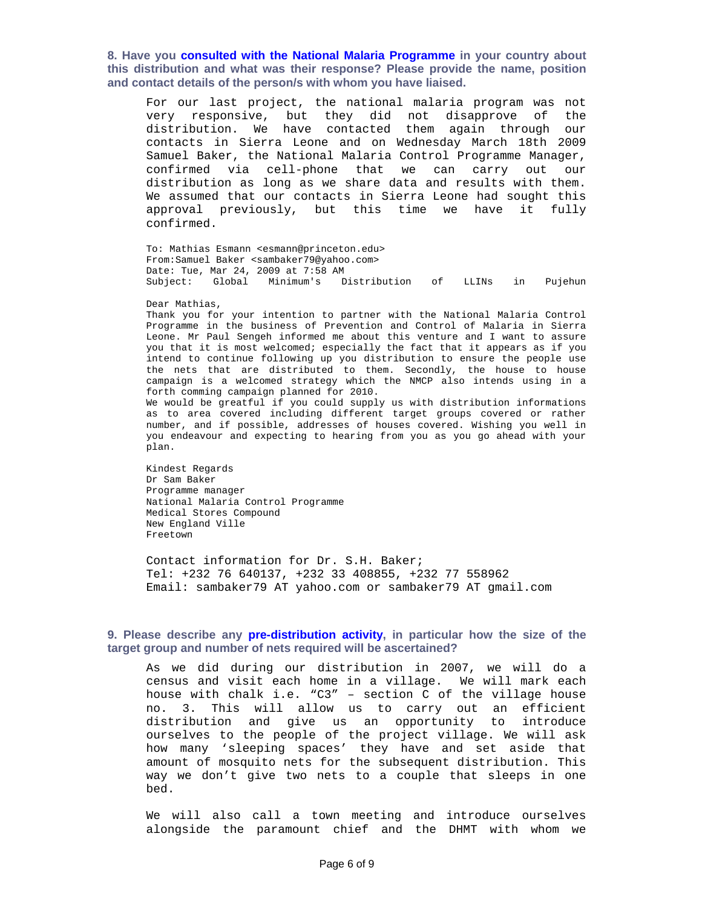**8. Have you consulted with the National Malaria Programme in your country about this distribution and what was their response? Please provide the name, position and contact details of the person/s with whom you have liaised.**

For our last project, the national malaria program was not very responsive, but they did not disapprove of the distribution. We have contacted them again through our contacts in Sierra Leone and on Wednesday March 18th 2009 Samuel Baker, the National Malaria Control Programme Manager, confirmed via cell-phone that we can carry out our distribution as long as we share data and results with them. We assumed that our contacts in Sierra Leone had sought this approval previously, but this time we have it fully confirmed.

To: Mathias Esmann <esmann@princeton.edu>
From:Samuel Baker <sambaker79@yahoo.com>
Date: Tue, Mar 24, 2009 at 7:58 AM
Subject: Global Minimum's Distribution of LLINs in Pujehun

Dear Mathias,
Thank you for your intention to partner with the National Malaria Control Programme in the business of Prevention and Control of Malaria in Sierra Leone. Mr Paul Sengeh informed me about this venture and I want to assure you that it is most welcomed; especially the fact that it appears as if you intend to continue following up you distribution to ensure the people use the nets that are distributed to them. Secondly, the house to house campaign is a welcomed strategy which the NMCP also intends using in a forth comming campaign planned for 2010.
We would be greatful if you could supply us with distribution informations as to area covered including different target groups covered or rather number, and if possible, addresses of houses covered. Wishing you well in you endeavour and expecting to hearing from you as you go ahead with your plan.

Kindest Regards
Dr Sam Baker
Programme manager
National Malaria Control Programme
Medical Stores Compound
New England Ville
Freetown

Contact information for Dr. S.H. Baker;
Tel: +232 76 640137, +232 33 408855, +232 77 558962
Email: sambaker79 AT yahoo.com or sambaker79 AT gmail.com

**9. Please describe any pre-distribution activity, in particular how the size of the target group and number of nets required will be ascertained?**

As we did during our distribution in 2007, we will do a census and visit each home in a village. We will mark each house with chalk i.e. "C3" – section C of the village house no. 3. This will allow us to carry out an efficient distribution and give us an opportunity to introduce ourselves to the people of the project village. We will ask how many 'sleeping spaces' they have and set aside that amount of mosquito nets for the subsequent distribution. This way we don't give two nets to a couple that sleeps in one bed.

We will also call a town meeting and introduce ourselves alongside the paramount chief and the DHMT with whom we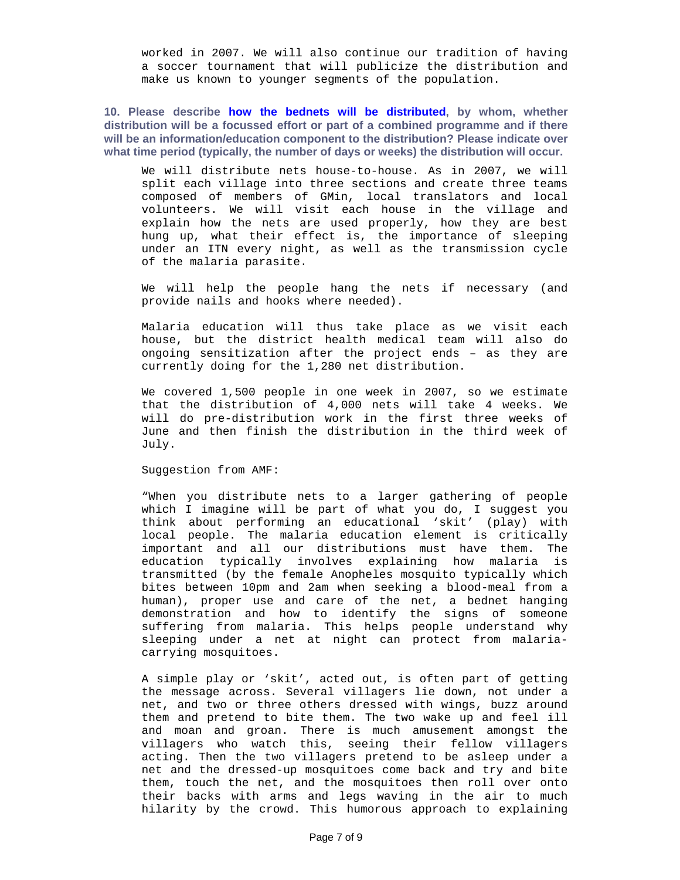worked in 2007. We will also continue our tradition of having a soccer tournament that will publicize the distribution and make us known to younger segments of the population.

**10. Please describe how the bednets will be distributed, by whom, whether distribution will be a focussed effort or part of a combined programme and if there will be an information/education component to the distribution? Please indicate over what time period (typically, the number of days or weeks) the distribution will occur.**

We will distribute nets house-to-house. As in 2007, we will split each village into three sections and create three teams composed of members of GMin, local translators and local volunteers. We will visit each house in the village and explain how the nets are used properly, how they are best hung up, what their effect is, the importance of sleeping under an ITN every night, as well as the transmission cycle of the malaria parasite.

We will help the people hang the nets if necessary (and provide nails and hooks where needed).

Malaria education will thus take place as we visit each house, but the district health medical team will also do ongoing sensitization after the project ends – as they are currently doing for the 1,280 net distribution.

We covered 1,500 people in one week in 2007, so we estimate that the distribution of 4,000 nets will take 4 weeks. We will do pre-distribution work in the first three weeks of June and then finish the distribution in the third week of July.

Suggestion from AMF:

"When you distribute nets to a larger gathering of people which I imagine will be part of what you do, I suggest you think about performing an educational 'skit' (play) with local people. The malaria education element is critically important and all our distributions must have them. The education typically involves explaining how malaria is transmitted (by the female Anopheles mosquito typically which bites between 10pm and 2am when seeking a blood-meal from a human), proper use and care of the net, a bednet hanging demonstration and how to identify the signs of someone suffering from malaria. This helps people understand why sleeping under a net at night can protect from malaria-carrying mosquitoes.

A simple play or 'skit', acted out, is often part of getting the message across. Several villagers lie down, not under a net, and two or three others dressed with wings, buzz around them and pretend to bite them. The two wake up and feel ill and moan and groan. There is much amusement amongst the villagers who watch this, seeing their fellow villagers acting. Then the two villagers pretend to be asleep under a net and the dressed-up mosquitoes come back and try and bite them, touch the net, and the mosquitoes then roll over onto their backs with arms and legs waving in the air to much hilarity by the crowd. This humorous approach to explaining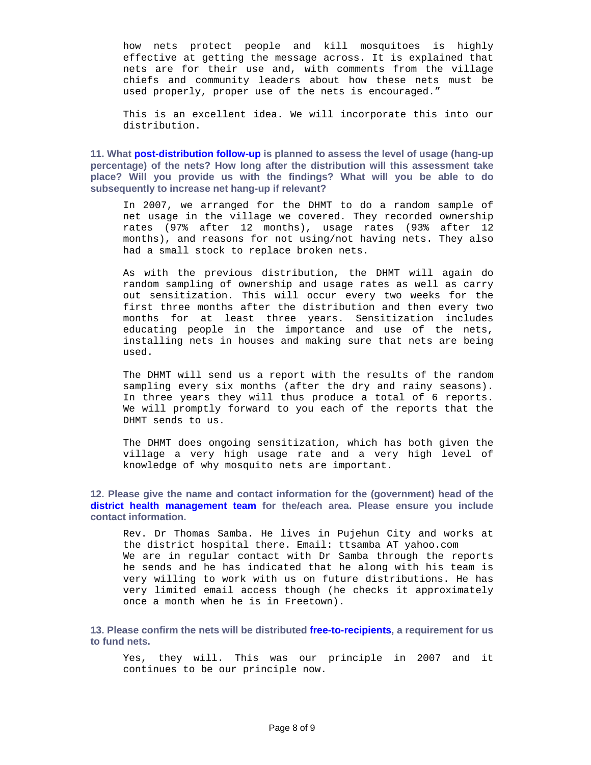how nets protect people and kill mosquitoes is highly effective at getting the message across. It is explained that nets are for their use and, with comments from the village chiefs and community leaders about how these nets must be used properly, proper use of the nets is encouraged."

This is an excellent idea. We will incorporate this into our distribution.

**11. What post-distribution follow-up is planned to assess the level of usage (hang-up percentage) of the nets? How long after the distribution will this assessment take place? Will you provide us with the findings? What will you be able to do subsequently to increase net hang-up if relevant?**

In 2007, we arranged for the DHMT to do a random sample of net usage in the village we covered. They recorded ownership rates (97% after 12 months), usage rates (93% after 12 months), and reasons for not using/not having nets. They also had a small stock to replace broken nets.

As with the previous distribution, the DHMT will again do random sampling of ownership and usage rates as well as carry out sensitization. This will occur every two weeks for the first three months after the distribution and then every two months for at least three years. Sensitization includes educating people in the importance and use of the nets, installing nets in houses and making sure that nets are being used.

The DHMT will send us a report with the results of the random sampling every six months (after the dry and rainy seasons). In three years they will thus produce a total of 6 reports. We will promptly forward to you each of the reports that the DHMT sends to us.

The DHMT does ongoing sensitization, which has both given the village a very high usage rate and a very high level of knowledge of why mosquito nets are important.

**12. Please give the name and contact information for the (government) head of the district health management team for the/each area. Please ensure you include contact information.**

Rev. Dr Thomas Samba. He lives in Pujehun City and works at the district hospital there. Email: ttsamba AT yahoo.com
We are in regular contact with Dr Samba through the reports he sends and he has indicated that he along with his team is very willing to work with us on future distributions. He has very limited email access though (he checks it approximately once a month when he is in Freetown).

**13. Please confirm the nets will be distributed free-to-recipients, a requirement for us to fund nets.**

Yes, they will. This was our principle in 2007 and it continues to be our principle now.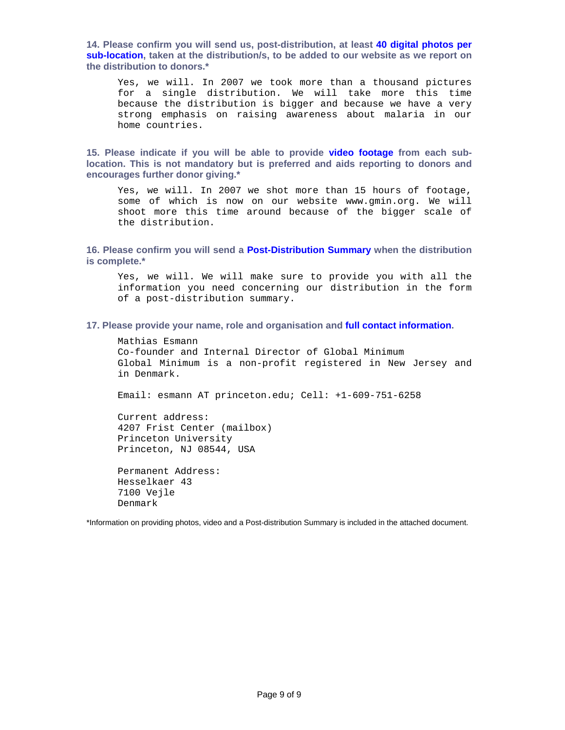**14. Please confirm you will send us, post-distribution, at least 40 digital photos per sub-location, taken at the distribution/s, to be added to our website as we report on the distribution to donors.***

Yes, we will. In 2007 we took more than a thousand pictures for a single distribution. We will take more this time because the distribution is bigger and because we have a very strong emphasis on raising awareness about malaria in our home countries.

**15. Please indicate if you will be able to provide video footage from each sub-location. This is not mandatory but is preferred and aids reporting to donors and encourages further donor giving.***

Yes, we will. In 2007 we shot more than 15 hours of footage, some of which is now on our website www.gmin.org. We will shoot more this time around because of the bigger scale of the distribution.

**16. Please confirm you will send a Post-Distribution Summary when the distribution is complete.***

Yes, we will. We will make sure to provide you with all the information you need concerning our distribution in the form of a post-distribution summary.

**17. Please provide your name, role and organisation and full contact information.**

Mathias Esmann
Co-founder and Internal Director of Global Minimum
Global Minimum is a non-profit registered in New Jersey and in Denmark.

Email: esmann AT princeton.edu; Cell: +1-609-751-6258

Current address:
4207 Frist Center (mailbox)
Princeton University
Princeton, NJ 08544, USA

Permanent Address:
Hesselkaer 43
7100 Vejle
Denmark

*Information on providing photos, video and a Post-distribution Summary is included in the attached document.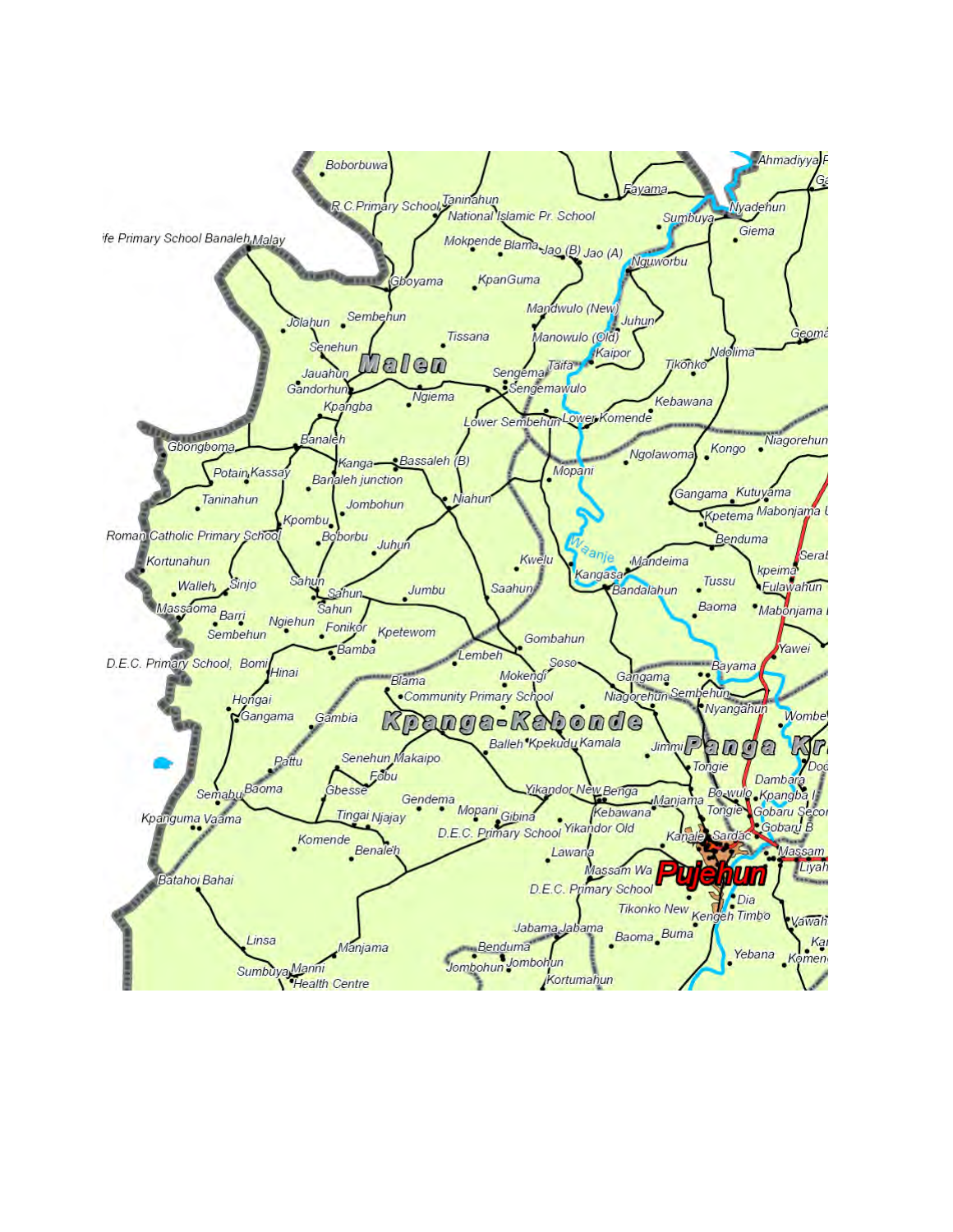Boborbuwa

R.C.Primary School Taninahun

National Islamic Pr. School

Fayama

Ahmadiyya P

Sumbuya Nyadehun

Giema

'fe Primary School Banaleh Malay

Mokpende Blama Jao (B) Jao (A)

Nguworbu

Gboyama

KpanGuma

Mandwulo (New)

Juhun

Jolahun Sembehun

Tissana

Manowulo (Old)

Geoma

Senehun

Kaipor

Ndolima

**Malen**

Taifa

Tikonko

Jauahun

Sengema

Gandorhun

Ngiema

Sengemawulo

Kpangba

Kebawana

Lower Sembehun Lower Komende

Banaleh

Niagorehun

Gbongboma

Kanga

Bassaleh (B)

Ngolawoma

Kongo

Potain Kassay

Banaleh junction

Mopani

Gangama Kutuyama

Taninahun

Niahun

Jombohun

Kpetema Mabonjama

Kpombu

Roman Catholic Primary School

Boborbu

Juhun

Benduma

Serab

Kortunahun

Kwelu

Waanje

Mandeima

kpeima

Kangasa

Walleh Sinjo

Sahun

Sahun

Jumbu

Saahun

Bandalahun

Tussu

Fulawahun

Massaoma

Sahun

Baoma

Mabonjama

Barri

Ngiehun

Fonikor

Sembehun

Kpetewom

Yawei

Bamba

Gombahun

D.E.C. Primary School, Bomi

Lembeh

Soso

Bayama

Hinai

Blama

Mokengi

Gangama

Community Primary School

Niagorehun Sembehun

Hongai

Nyangahun

Gangama

Gambia

Wombe

**Kpanga-Kabonde**

Balleh Kpekudu Kamala

Jimmi

**Panga Kr**

Pattu

Senehun Makaipo

Tongie

Doa

Fobu

Dambara

Semabu Baoma

Gbesse

Gendema

Yikandor New Benga

Manjama

Bo-wulo

Kpangba

Kpanguma Vaama

Tingai Njajay

Mopani

Gibina

Kebawana

Tongie

Gobaru Secon

Yikandor Old

Gobaru B

D.E.C. Primary School

Kanale Sardac

Komende

Benaleh

Massam

Lawana

Liyah

Massam Wa

**Pujehun**

Batahoi Bahai

D.E.C. Primary School

Dia

Tikonko New

Kengeh Timbo

Vawah

Jabama Jabama

Linsa

Baoma Buma

Kai

Benduma

Yebana

Komen

Manjama

Jombohun Jombohun

Sumbuya Manni

Health Centre

Kortumahun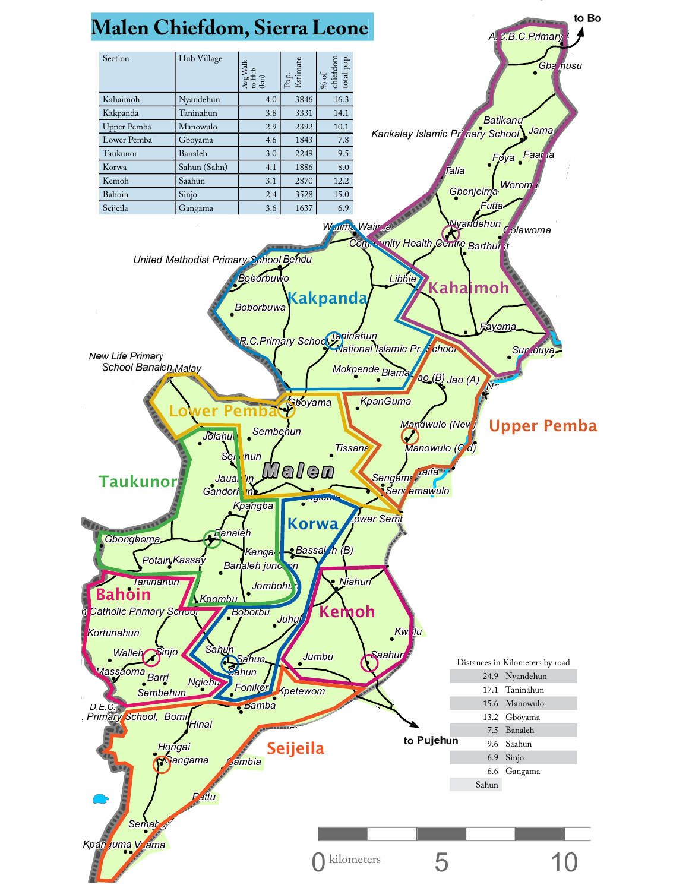# Malen Chiefdom, Sierra Leone

| Section | Hub Village | Avg Walk to Hub (km) | Pop. Estimate | % of chiefdom total pop. |
|---|---|---|---|---|
| Kahaimoh | Nyandehun | 4.0 | 3846 | 16.3 |
| Kakpanda | Taninahun | 3.8 | 3331 | 14.1 |
| Upper Pemba | Manowulo | 2.9 | 2392 | 10.1 |
| Lower Pemba | Gboyama | 4.6 | 1843 | 7.8 |
| Taukunor | Banaleh | 3.0 | 2249 | 9.5 |
| Korwa | Sahun (Sahn) | 4.1 | 1886 | 8.0 |
| Kemoh | Saahun | 3.1 | 2870 | 12.2 |
| Bahoin | Sinjo | 2.4 | 3528 | 15.0 |
| Seijeila | Gangama | 3.6 | 1637 | 6.9 |

Distances in Kilometers by road

| | |
|---|---|
| 24.9 | Nyandehun |
| 17.1 | Taninahun |
| 15.6 | Manowulo |
| 13.2 | Gboyama |
| 7.5 | Banaleh |
| 9.6 | Saahun |
| 6.9 | Sinjo |
| 6.6 | Gangama |
| | Sahun |

to Bo

to Pujehun

Malen

Kahaimoh

Kakpanda

Upper Pemba

Lower Pemba

Taukunor

Korwa

Kemoh

Bahoin

Seijeila

0 kilometers 5 10